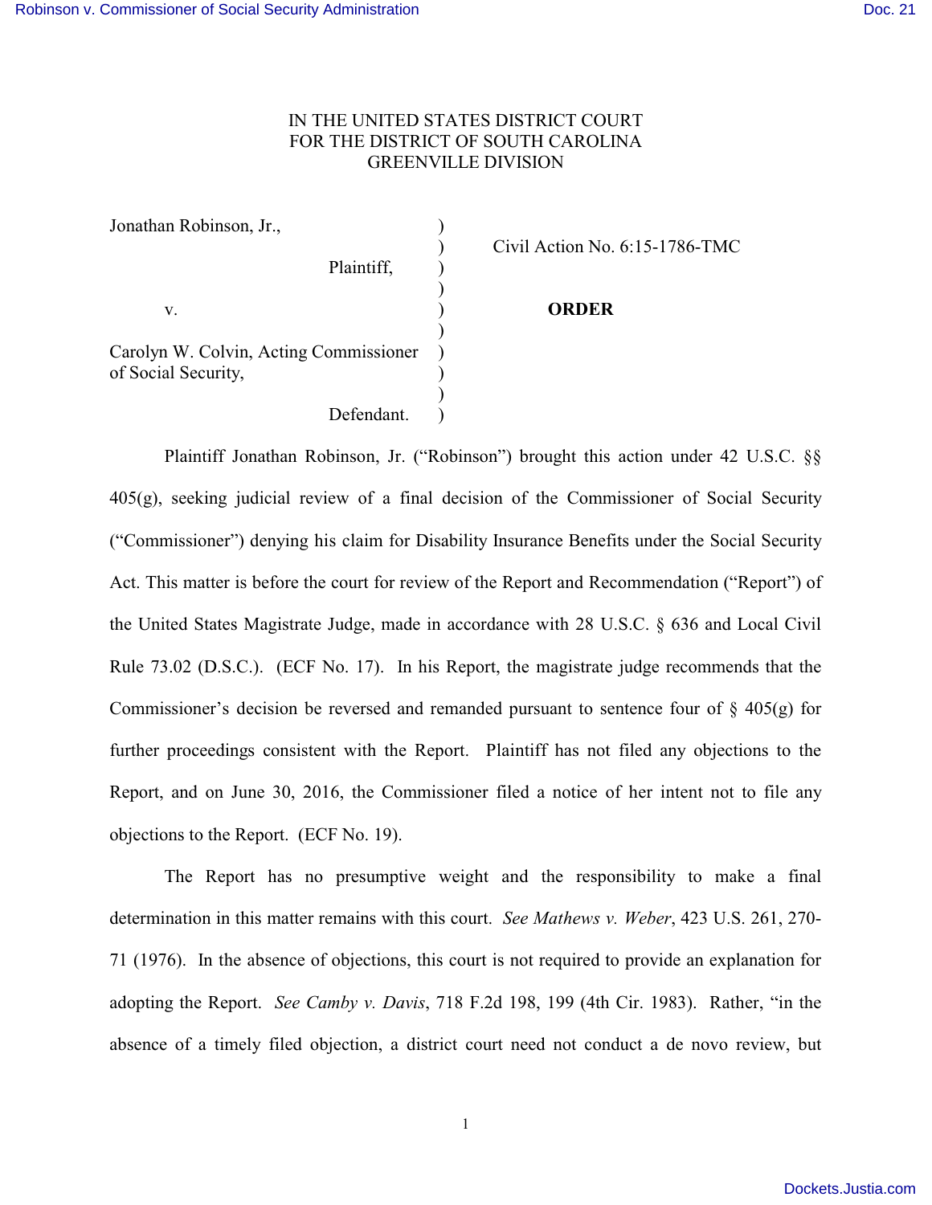IN THE UNITED STATES DISTRICT COURT
FOR THE DISTRICT OF SOUTH CAROLINA
GREENVILLE DIVISION

| | | |
|---|---|---|
| Jonathan Robinson, Jr., | ) | Civil Action No. 6:15-1786-TMC |
| Plaintiff, | ) | |
| v. | ) | **ORDER** |
| Carolyn W. Colvin, Acting Commissioner of Social Security, | ) | |
| Defendant. | ) | |

Plaintiff Jonathan Robinson, Jr. ("Robinson") brought this action under 42 U.S.C. §§ 405(g), seeking judicial review of a final decision of the Commissioner of Social Security ("Commissioner") denying his claim for Disability Insurance Benefits under the Social Security Act. This matter is before the court for review of the Report and Recommendation ("Report") of the United States Magistrate Judge, made in accordance with 28 U.S.C. § 636 and Local Civil Rule 73.02 (D.S.C.). (ECF No. 17). In his Report, the magistrate judge recommends that the Commissioner's decision be reversed and remanded pursuant to sentence four of § 405(g) for further proceedings consistent with the Report. Plaintiff has not filed any objections to the Report, and on June 30, 2016, the Commissioner filed a notice of her intent not to file any objections to the Report. (ECF No. 19).

The Report has no presumptive weight and the responsibility to make a final determination in this matter remains with this court. *See Mathews v. Weber*, 423 U.S. 261, 270-71 (1976). In the absence of objections, this court is not required to provide an explanation for adopting the Report. *See Camby v. Davis*, 718 F.2d 198, 199 (4th Cir. 1983). Rather, "in the absence of a timely filed objection, a district court need not conduct a de novo review, but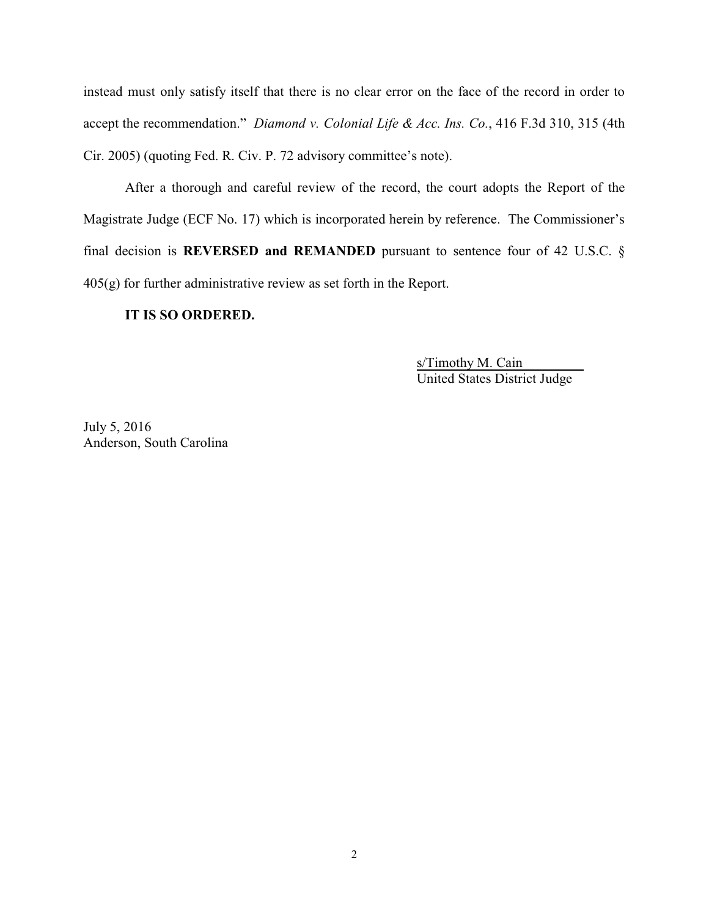instead must only satisfy itself that there is no clear error on the face of the record in order to accept the recommendation." *Diamond v. Colonial Life & Acc. Ins. Co.*, 416 F.3d 310, 315 (4th Cir. 2005) (quoting Fed. R. Civ. P. 72 advisory committee's note).

After a thorough and careful review of the record, the court adopts the Report of the Magistrate Judge (ECF No. 17) which is incorporated herein by reference. The Commissioner's final decision is **REVERSED and REMANDED** pursuant to sentence four of 42 U.S.C. § 405(g) for further administrative review as set forth in the Report.

**IT IS SO ORDERED.**

s/Timothy M. Cain
United States District Judge

July 5, 2016
Anderson, South Carolina